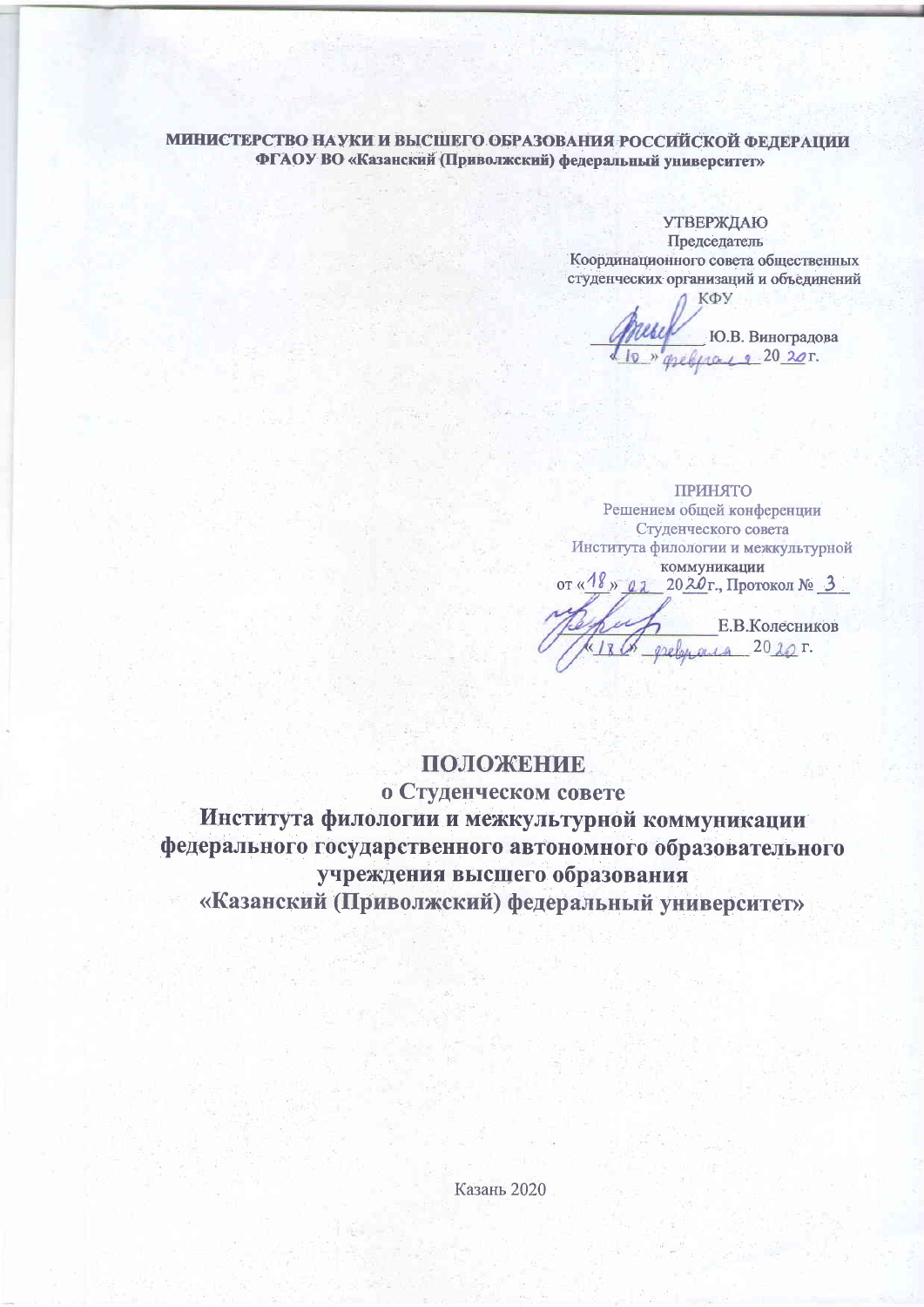**МИНИСТЕРСТВО НАУКИ И ВЫСШЕГО ОБРАЗОВАНИЯ РОССИЙСКОЙ ФЕДЕРАЦИИ**
**ФГАОУ ВО «Казанский (Приволжский) федеральный университет»**

УТВЕРЖДАЮ
Председатель
Координационного совета общественных студенческих организаций и объединений КФУ
___________ Ю.В. Виноградова
«10» февраля 2020 г.

ПРИНЯТО
Решением общей конференции
Студенческого совета
Института филологии и межкультурной коммуникации
от «18» 02 2020 г., Протокол № 3
___________ Е.В.Колесников
«18» февраля 2020 г.

# ПОЛОЖЕНИЕ

## о Студенческом совете Института филологии и межкультурной коммуникации федерального государственного автономного образовательного учреждения высшего образования «Казанский (Приволжский) федеральный университет»

Казань 2020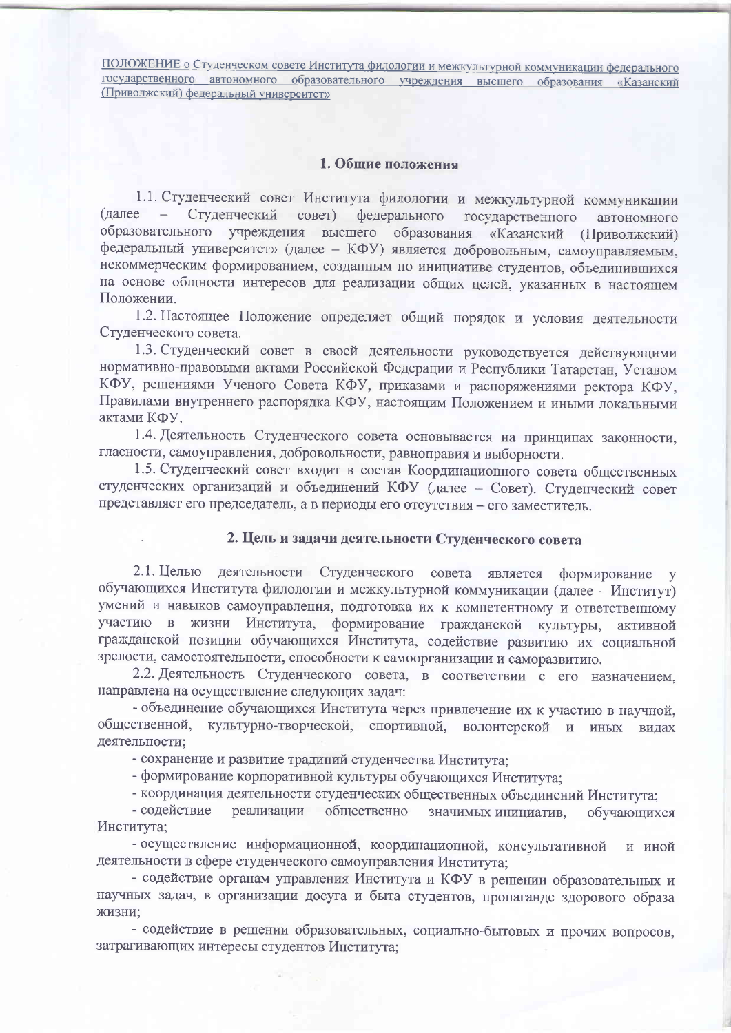ПОЛОЖЕНИЕ о Студенческом совете Института филологии и межкультурной коммуникации федерального государственного автономного образовательного учреждения высшего образования «Казанский (Приволжский) федеральный университет»

## 1. Общие положения

1.1. Студенческий совет Института филологии и межкультурной коммуникации (далее – Студенческий совет) федерального государственного автономного образовательного учреждения высшего образования «Казанский (Приволжский) федеральный университет» (далее – КФУ) является добровольным, самоуправляемым, некоммерческим формированием, созданным по инициативе студентов, объединившихся на основе общности интересов для реализации общих целей, указанных в настоящем Положении.

1.2. Настоящее Положение определяет общий порядок и условия деятельности Студенческого совета.

1.3. Студенческий совет в своей деятельности руководствуется действующими нормативно-правовыми актами Российской Федерации и Республики Татарстан, Уставом КФУ, решениями Ученого Совета КФУ, приказами и распоряжениями ректора КФУ, Правилами внутреннего распорядка КФУ, настоящим Положением и иными локальными актами КФУ.

1.4. Деятельность Студенческого совета основывается на принципах законности, гласности, самоуправления, добровольности, равноправия и выборности.

1.5. Студенческий совет входит в состав Координационного совета общественных студенческих организаций и объединений КФУ (далее – Совет). Студенческий совет представляет его председатель, а в периоды его отсутствия – его заместитель.

## 2. Цель и задачи деятельности Студенческого совета

2.1. Целью деятельности Студенческого совета является формирование у обучающихся Института филологии и межкультурной коммуникации (далее – Институт) умений и навыков самоуправления, подготовка их к компетентному и ответственному участию в жизни Института, формирование гражданской культуры, активной гражданской позиции обучающихся Института, содействие развитию их социальной зрелости, самостоятельности, способности к самоорганизации и саморазвитию.

2.2. Деятельность Студенческого совета, в соответствии с его назначением, направлена на осуществление следующих задач:

- объединение обучающихся Института через привлечение их к участию в научной, общественной, культурно-творческой, спортивной, волонтерской и иных видах деятельности;
- сохранение и развитие традиций студенчества Института;
- формирование корпоративной культуры обучающихся Института;
- координация деятельности студенческих общественных объединений Института;
- содействие реализации общественно значимых инициатив, обучающихся Института;
- осуществление информационной, координационной, консультативной и иной деятельности в сфере студенческого самоуправления Института;
- содействие органам управления Института и КФУ в решении образовательных и научных задач, в организации досуга и быта студентов, пропаганде здорового образа жизни;
- содействие в решении образовательных, социально-бытовых и прочих вопросов, затрагивающих интересы студентов Института;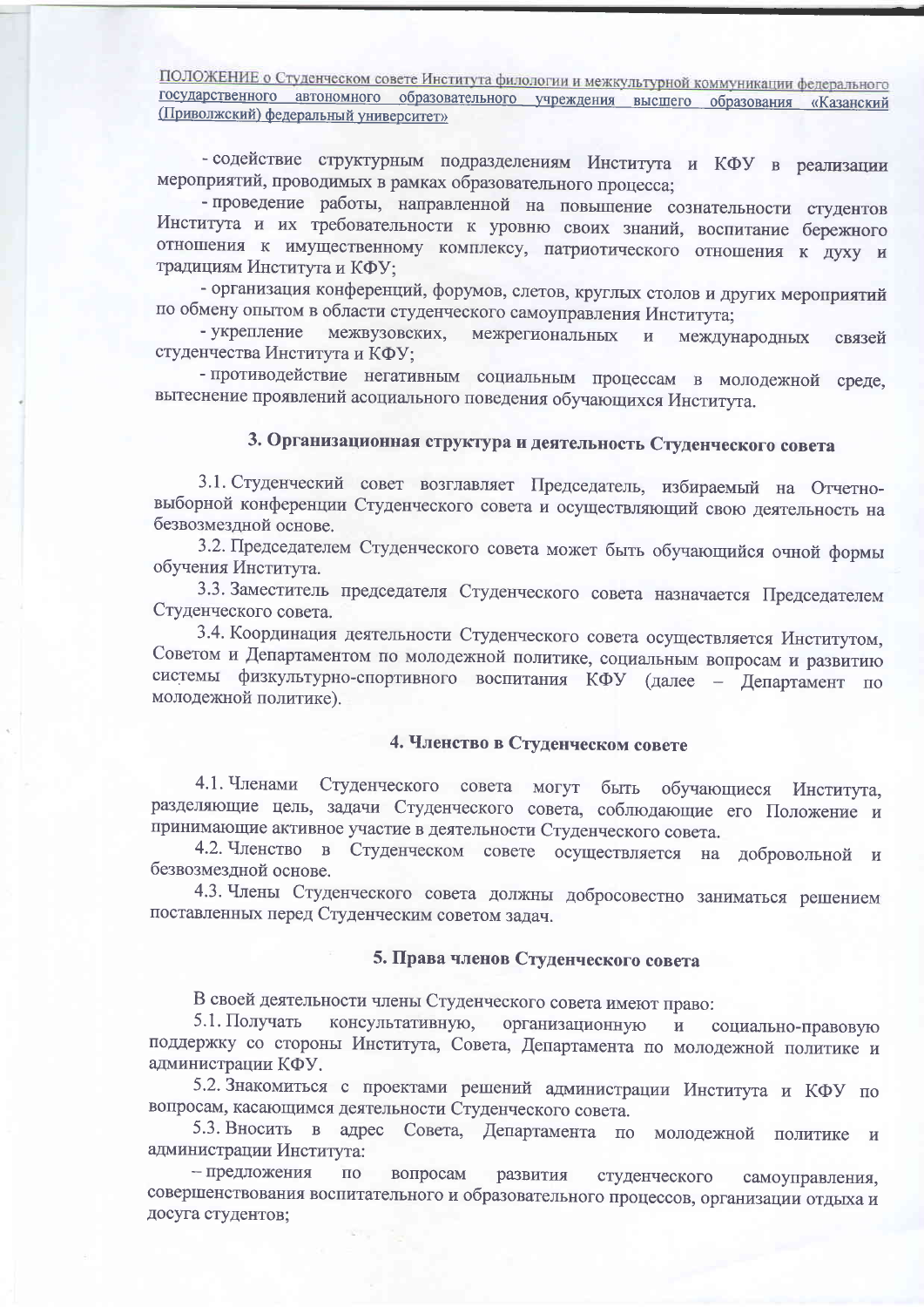- содействие структурным подразделениям Института и КФУ в реализации мероприятий, проводимых в рамках образовательного процесса;

- проведение работы, направленной на повышение сознательности студентов Института и их требовательности к уровню своих знаний, воспитание бережного отношения к имущественному комплексу, патриотического отношения к духу и традициям Института и КФУ;

- организация конференций, форумов, слетов, круглых столов и других мероприятий по обмену опытом в области студенческого самоуправления Института;

- укрепление межвузовских, межрегиональных и международных связей студенчества Института и КФУ;

- противодействие негативным социальным процессам в молодежной среде, вытеснение проявлений асоциального поведения обучающихся Института.

## 3. Организационная структура и деятельность Студенческого совета

3.1. Студенческий совет возглавляет Председатель, избираемый на Отчетно-выборной конференции Студенческого совета и осуществляющий свою деятельность на безвозмездной основе.

3.2. Председателем Студенческого совета может быть обучающийся очной формы обучения Института.

3.3. Заместитель председателя Студенческого совета назначается Председателем Студенческого совета.

3.4. Координация деятельности Студенческого совета осуществляется Институтом, Советом и Департаментом по молодежной политике, социальным вопросам и развитию системы физкультурно-спортивного воспитания КФУ (далее – Департамент по молодежной политике).

## 4. Членство в Студенческом совете

4.1. Членами Студенческого совета могут быть обучающиеся Института, разделяющие цель, задачи Студенческого совета, соблюдающие его Положение и принимающие активное участие в деятельности Студенческого совета.

4.2. Членство в Студенческом совете осуществляется на добровольной и безвозмездной основе.

4.3. Члены Студенческого совета должны добросовестно заниматься решением поставленных перед Студенческим советом задач.

## 5. Права членов Студенческого совета

В своей деятельности члены Студенческого совета имеют право:

5.1. Получать консультативную, организационную и социально-правовую поддержку со стороны Института, Совета, Департамента по молодежной политике и администрации КФУ.

5.2. Знакомиться с проектами решений администрации Института и КФУ по вопросам, касающимся деятельности Студенческого совета.

5.3. Вносить в адрес Совета, Департамента по молодежной политике и администрации Института:

– предложения по вопросам развития студенческого самоуправления, совершенствования воспитательного и образовательного процессов, организации отдыха и досуга студентов;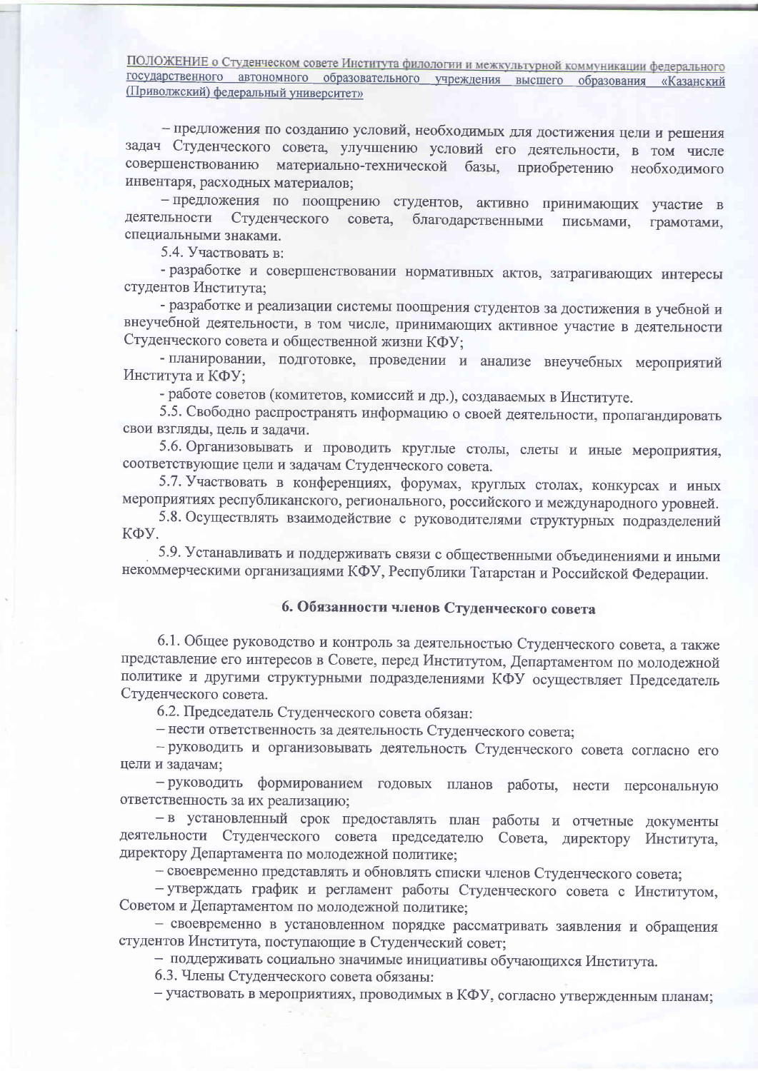– предложения по созданию условий, необходимых для достижения цели и решения задач Студенческого совета, улучшению условий его деятельности, в том числе совершенствованию материально-технической базы, приобретению необходимого инвентаря, расходных материалов;

– предложения по поощрению студентов, активно принимающих участие в деятельности Студенческого совета, благодарственными письмами, грамотами, специальными знаками.

5.4. Участвовать в:

- разработке и совершенствовании нормативных актов, затрагивающих интересы студентов Института;

- разработке и реализации системы поощрения студентов за достижения в учебной и внеучебной деятельности, в том числе, принимающих активное участие в деятельности Студенческого совета и общественной жизни КФУ;

- планировании, подготовке, проведении и анализе внеучебных мероприятий Института и КФУ;

- работе советов (комитетов, комиссий и др.), создаваемых в Институте.

5.5. Свободно распространять информацию о своей деятельности, пропагандировать свои взгляды, цель и задачи.

5.6. Организовывать и проводить круглые столы, слеты и иные мероприятия, соответствующие цели и задачам Студенческого совета.

5.7. Участвовать в конференциях, форумах, круглых столах, конкурсах и иных мероприятиях республиканского, регионального, российского и международного уровней.

5.8. Осуществлять взаимодействие с руководителями структурных подразделений КФУ.

5.9. Устанавливать и поддерживать связи с общественными объединениями и иными некоммерческими организациями КФУ, Республики Татарстан и Российской Федерации.

## 6. Обязанности членов Студенческого совета

6.1. Общее руководство и контроль за деятельностью Студенческого совета, а также представление его интересов в Совете, перед Институтом, Департаментом по молодежной политике и другими структурными подразделениями КФУ осуществляет Председатель Студенческого совета.

6.2. Председатель Студенческого совета обязан:

– нести ответственность за деятельность Студенческого совета;

– руководить и организовывать деятельность Студенческого совета согласно его цели и задачам;

– руководить формированием годовых планов работы, нести персональную ответственность за их реализацию;

– в установленный срок предоставлять план работы и отчетные документы деятельности Студенческого совета председателю Совета, директору Института, директору Департамента по молодежной политике;

– своевременно представлять и обновлять списки членов Студенческого совета;

– утверждать график и регламент работы Студенческого совета с Институтом, Советом и Департаментом по молодежной политике;

– своевременно в установленном порядке рассматривать заявления и обращения студентов Института, поступающие в Студенческий совет;

– поддерживать социально значимые инициативы обучающихся Института.

6.3. Члены Студенческого совета обязаны:

– участвовать в мероприятиях, проводимых в КФУ, согласно утвержденным планам;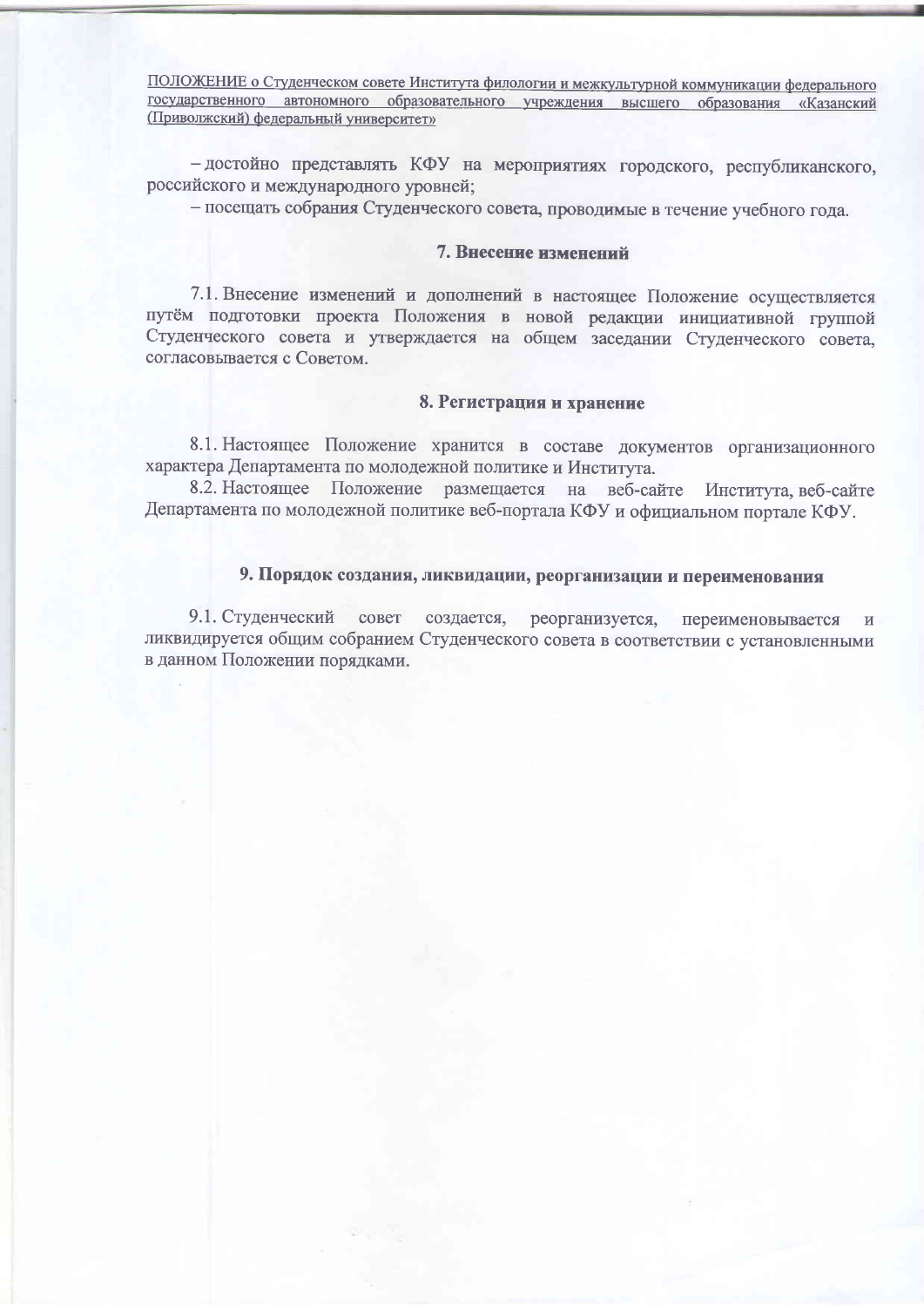– достойно представлять КФУ на мероприятиях городского, республиканского, российского и международного уровней;

– посещать собрания Студенческого совета, проводимые в течение учебного года.

## 7. Внесение изменений

7.1. Внесение изменений и дополнений в настоящее Положение осуществляется путём подготовки проекта Положения в новой редакции инициативной группой Студенческого совета и утверждается на общем заседании Студенческого совета, согласовывается с Советом.

## 8. Регистрация и хранение

8.1. Настоящее Положение хранится в составе документов организационного характера Департамента по молодежной политике и Института.

8.2. Настоящее Положение размещается на веб-сайте Института, веб-сайте Департамента по молодежной политике веб-портала КФУ и официальном портале КФУ.

## 9. Порядок создания, ликвидации, реорганизации и переименования

9.1. Студенческий совет создается, реорганизуется, переименовывается и ликвидируется общим собранием Студенческого совета в соответствии с установленными в данном Положении порядками.